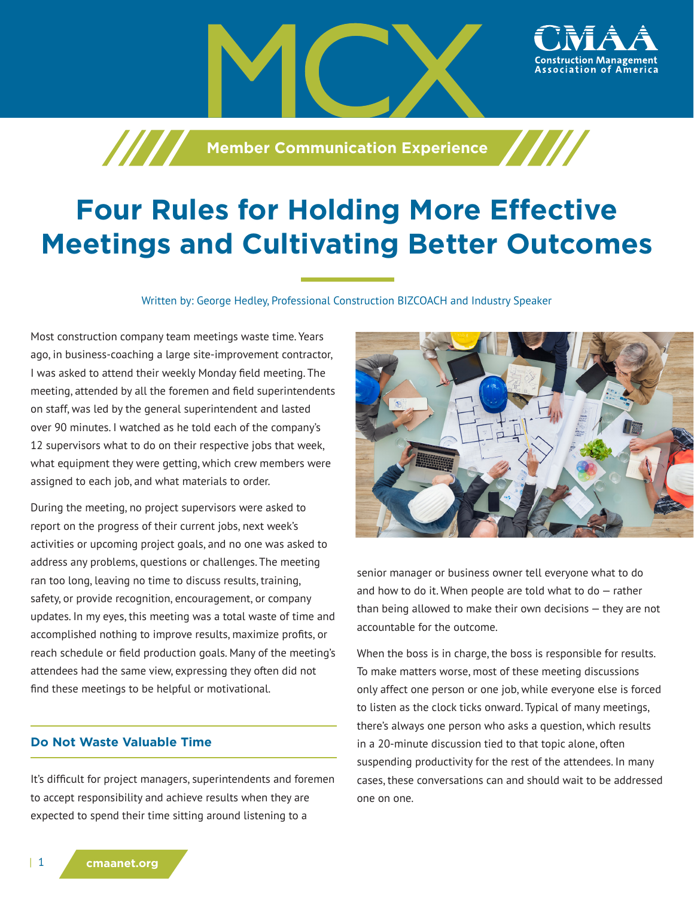MCX

Member Communication Experience

# Four Rules for Holding More Effective Meetings and Cultivating Better Outcomes

Written by: George Hedley, Professional Construction BIZCOACH and Industry Speaker

Most construction company team meetings waste time. Years ago, in business-coaching a large site-improvement contractor, I was asked to attend their weekly Monday field meeting. The meeting, attended by all the foremen and field superintendents on staff, was led by the general superintendent and lasted over 90 minutes. I watched as he told each of the company's 12 supervisors what to do on their respective jobs that week, what equipment they were getting, which crew members were assigned to each job, and what materials to order.

During the meeting, no project supervisors were asked to report on the progress of their current jobs, next week's activities or upcoming project goals, and no one was asked to address any problems, questions or challenges. The meeting ran too long, leaving no time to discuss results, training, safety, or provide recognition, encouragement, or company updates. In my eyes, this meeting was a total waste of time and accomplished nothing to improve results, maximize profits, or reach schedule or field production goals. Many of the meeting's attendees had the same view, expressing they often did not find these meetings to be helpful or motivational.

## Do Not Waste Valuable Time

It's difficult for project managers, superintendents and foremen to accept responsibility and achieve results when they are expected to spend their time sitting around listening to a senior manager or business owner tell everyone what to do and how to do it. When people are told what to do — rather than being allowed to make their own decisions — they are not accountable for the outcome.

When the boss is in charge, the boss is responsible for results. To make matters worse, most of these meeting discussions only affect one person or one job, while everyone else is forced to listen as the clock ticks onward. Typical of many meetings, there's always one person who asks a question, which results in a 20-minute discussion tied to that topic alone, often suspending productivity for the rest of the attendees. In many cases, these conversations can and should wait to be addressed one on one.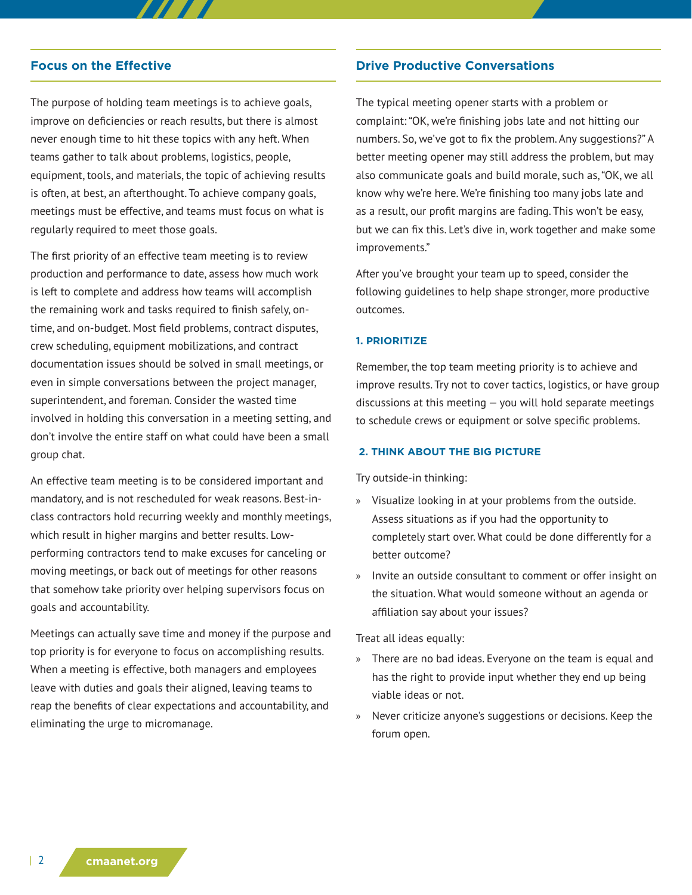## Focus on the Effective

The purpose of holding team meetings is to achieve goals, improve on deficiencies or reach results, but there is almost never enough time to hit these topics with any heft. When teams gather to talk about problems, logistics, people, equipment, tools, and materials, the topic of achieving results is often, at best, an afterthought. To achieve company goals, meetings must be effective, and teams must focus on what is regularly required to meet those goals.

The first priority of an effective team meeting is to review production and performance to date, assess how much work is left to complete and address how teams will accomplish the remaining work and tasks required to finish safely, on-time, and on-budget. Most field problems, contract disputes, crew scheduling, equipment mobilizations, and contract documentation issues should be solved in small meetings, or even in simple conversations between the project manager, superintendent, and foreman. Consider the wasted time involved in holding this conversation in a meeting setting, and don't involve the entire staff on what could have been a small group chat.

An effective team meeting is to be considered important and mandatory, and is not rescheduled for weak reasons. Best-in-class contractors hold recurring weekly and monthly meetings, which result in higher margins and better results. Low-performing contractors tend to make excuses for canceling or moving meetings, or back out of meetings for other reasons that somehow take priority over helping supervisors focus on goals and accountability.

Meetings can actually save time and money if the purpose and top priority is for everyone to focus on accomplishing results. When a meeting is effective, both managers and employees leave with duties and goals their aligned, leaving teams to reap the benefits of clear expectations and accountability, and eliminating the urge to micromanage.

## Drive Productive Conversations

The typical meeting opener starts with a problem or complaint: "OK, we're finishing jobs late and not hitting our numbers. So, we've got to fix the problem. Any suggestions?" A better meeting opener may still address the problem, but may also communicate goals and build morale, such as, "OK, we all know why we're here. We're finishing too many jobs late and as a result, our profit margins are fading. This won't be easy, but we can fix this. Let's dive in, work together and make some improvements."

After you've brought your team up to speed, consider the following guidelines to help shape stronger, more productive outcomes.

### 1. PRIORITIZE

Remember, the top team meeting priority is to achieve and improve results. Try not to cover tactics, logistics, or have group discussions at this meeting — you will hold separate meetings to schedule crews or equipment or solve specific problems.

### 2. THINK ABOUT THE BIG PICTURE

Try outside-in thinking:

- Visualize looking in at your problems from the outside. Assess situations as if you had the opportunity to completely start over. What could be done differently for a better outcome?
- Invite an outside consultant to comment or offer insight on the situation. What would someone without an agenda or affiliation say about your issues?

Treat all ideas equally:

- There are no bad ideas. Everyone on the team is equal and has the right to provide input whether they end up being viable ideas or not.
- Never criticize anyone's suggestions or decisions. Keep the forum open.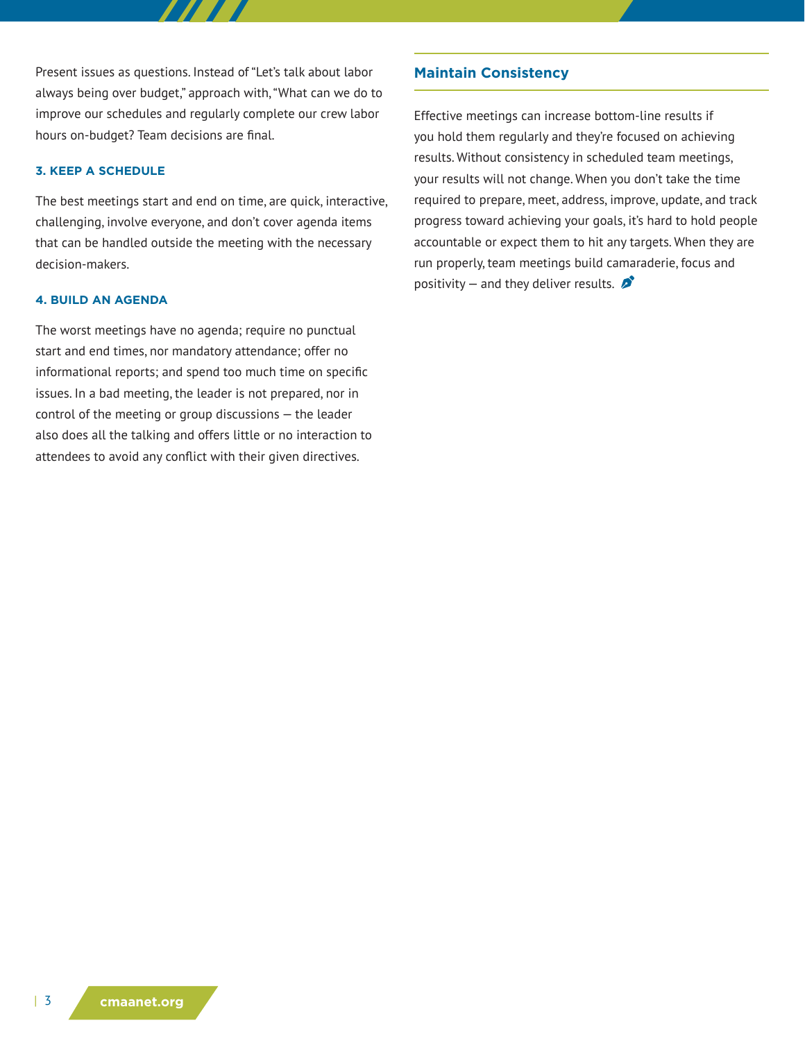Present issues as questions. Instead of "Let's talk about labor always being over budget," approach with, "What can we do to improve our schedules and regularly complete our crew labor hours on-budget? Team decisions are final.

### 3. KEEP A SCHEDULE

The best meetings start and end on time, are quick, interactive, challenging, involve everyone, and don't cover agenda items that can be handled outside the meeting with the necessary decision-makers.

### 4. BUILD AN AGENDA

The worst meetings have no agenda; require no punctual start and end times, nor mandatory attendance; offer no informational reports; and spend too much time on specific issues. In a bad meeting, the leader is not prepared, nor in control of the meeting or group discussions — the leader also does all the talking and offers little or no interaction to attendees to avoid any conflict with their given directives.

## Maintain Consistency

Effective meetings can increase bottom-line results if you hold them regularly and they're focused on achieving results. Without consistency in scheduled team meetings, your results will not change. When you don't take the time required to prepare, meet, address, improve, update, and track progress toward achieving your goals, it's hard to hold people accountable or expect them to hit any targets. When they are run properly, team meetings build camaraderie, focus and positivity — and they deliver results.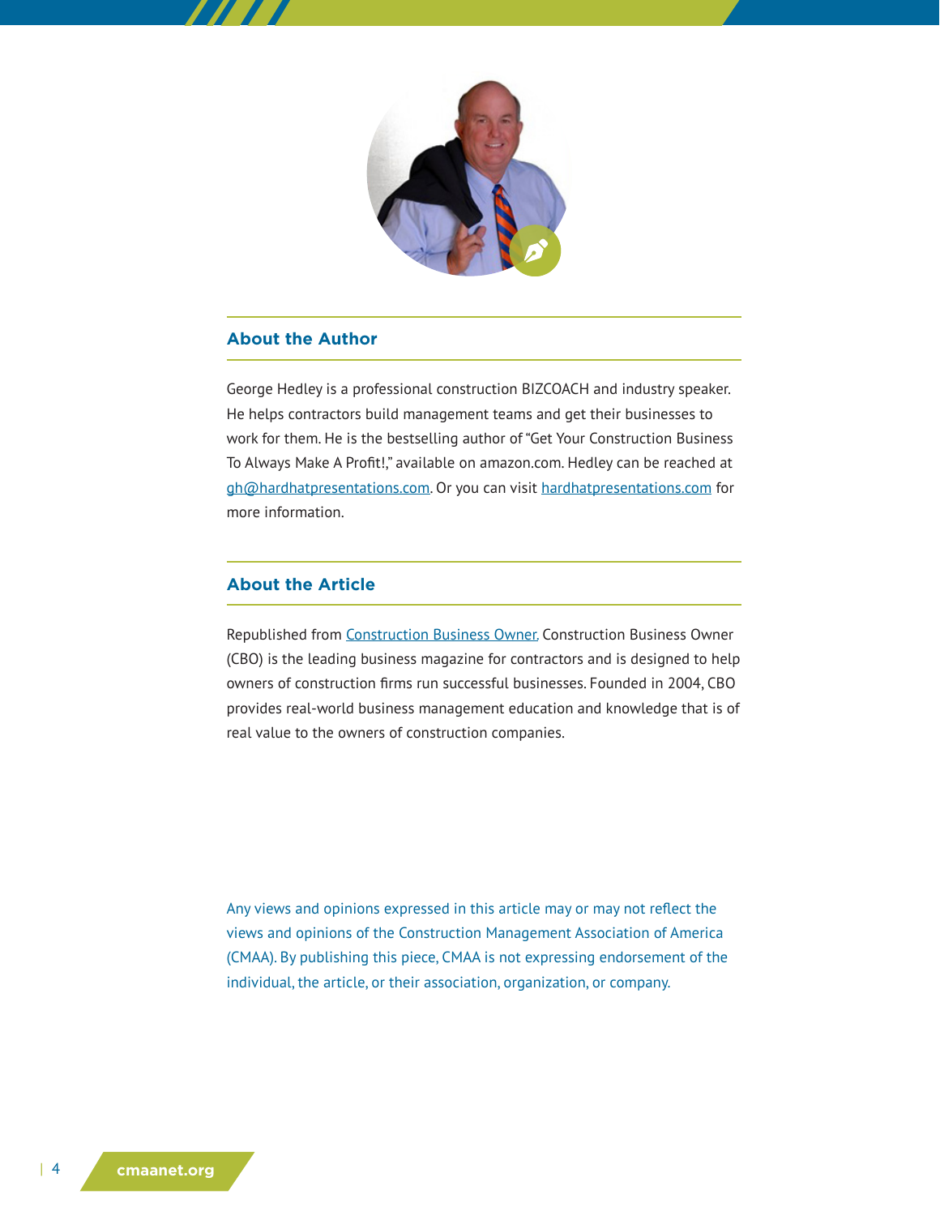## About the Author

George Hedley is a professional construction BIZCOACH and industry speaker. He helps contractors build management teams and get their businesses to work for them. He is the bestselling author of "Get Your Construction Business To Always Make A Profit!," available on amazon.com. Hedley can be reached at gh@hardhatpresentations.com. Or you can visit hardhatpresentations.com for more information.

## About the Article

Republished from Construction Business Owner. Construction Business Owner (CBO) is the leading business magazine for contractors and is designed to help owners of construction firms run successful businesses. Founded in 2004, CBO provides real-world business management education and knowledge that is of real value to the owners of construction companies.

Any views and opinions expressed in this article may or may not reflect the views and opinions of the Construction Management Association of America (CMAA). By publishing this piece, CMAA is not expressing endorsement of the individual, the article, or their association, organization, or company.